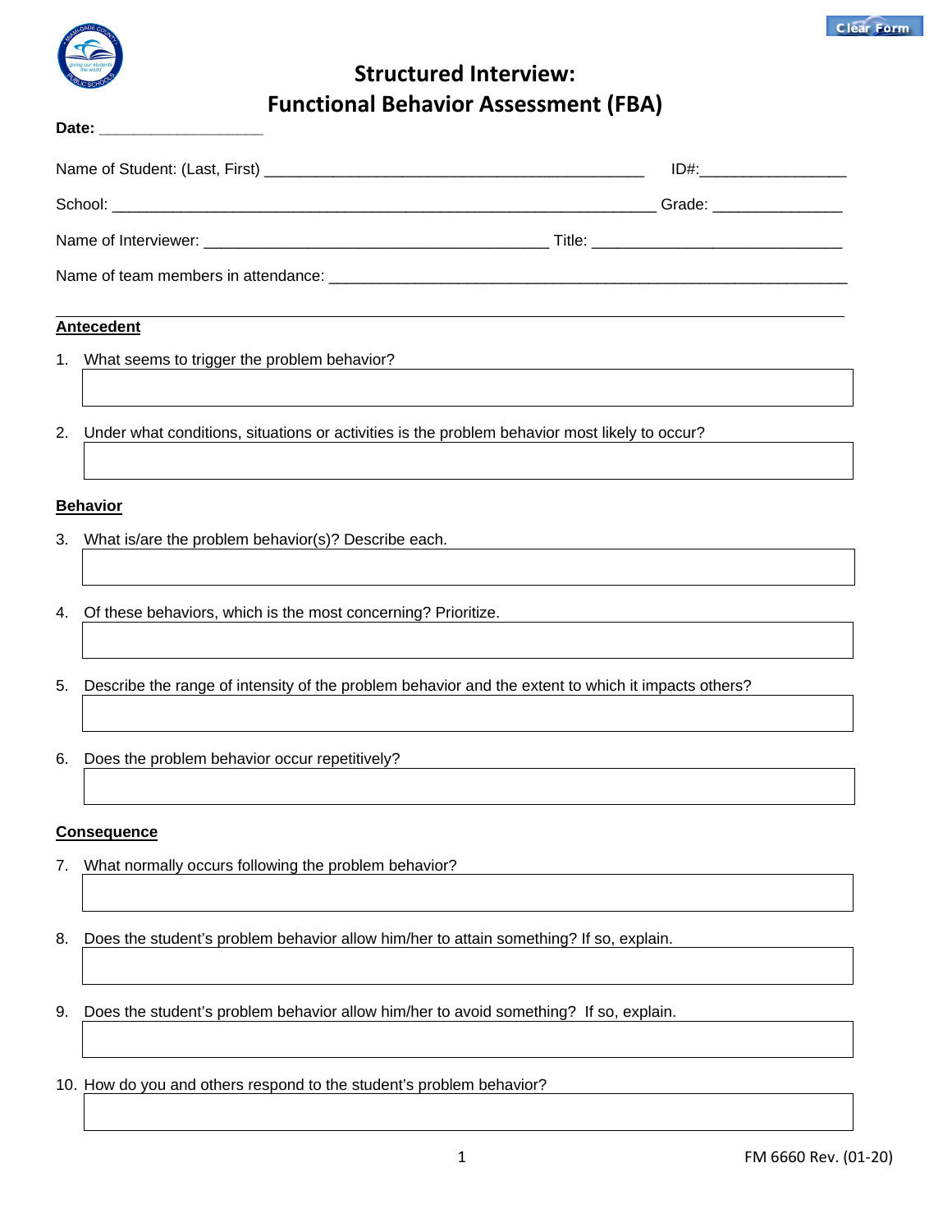# Structured Interview:
# Functional Behavior Assessment (FBA)

**Date:** ___________________

Name of Student: (Last, First) _____________________________________________ ID#:________________

School: _______________________________________________________________ Grade: _______________

Name of Interviewer: _______________________________________ Title: _____________________________

Name of team members in attendance: ___________________________________________________________

## Antecedent

1. What seems to trigger the problem behavior?

2. Under what conditions, situations or activities is the problem behavior most likely to occur?

## Behavior

3. What is/are the problem behavior(s)? Describe each.

4. Of these behaviors, which is the most concerning? Prioritize.

5. Describe the range of intensity of the problem behavior and the extent to which it impacts others?

6. Does the problem behavior occur repetitively?

## Consequence

7. What normally occurs following the problem behavior?

8. Does the student's problem behavior allow him/her to attain something? If so, explain.

9. Does the student's problem behavior allow him/her to avoid something? If so, explain.

10. How do you and others respond to the student's problem behavior?

FM 6660 Rev. (01-20)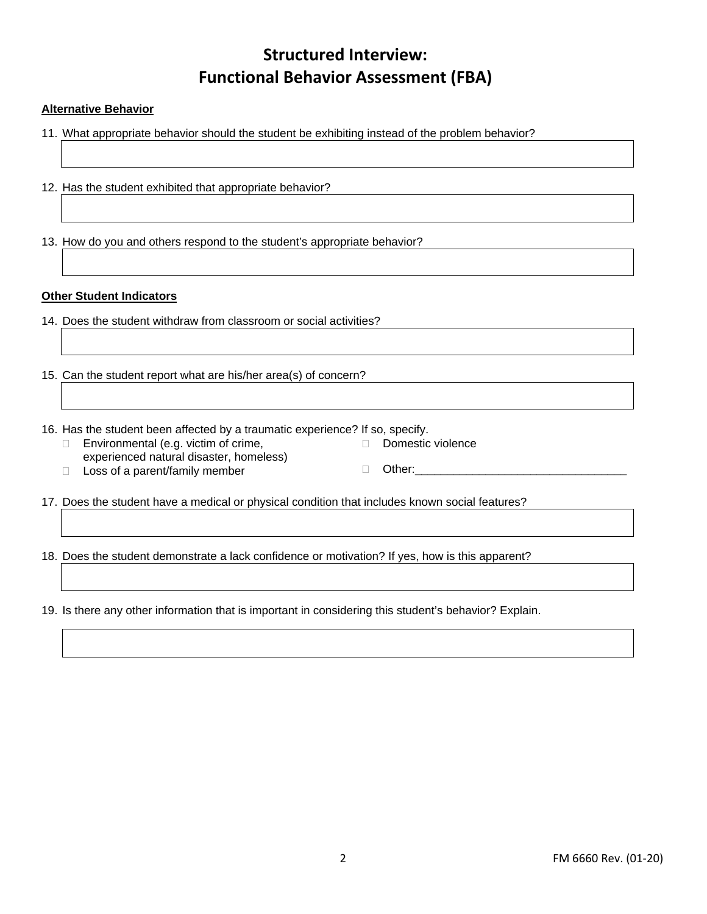# Structured Interview:
# Functional Behavior Assessment (FBA)

**Alternative Behavior**

11. What appropriate behavior should the student be exhibiting instead of the problem behavior?

12. Has the student exhibited that appropriate behavior?

13. How do you and others respond to the student's appropriate behavior?

**Other Student Indicators**

14. Does the student withdraw from classroom or social activities?

15. Can the student report what are his/her area(s) of concern?

16. Has the student been affected by a traumatic experience? If so, specify.
    - ☐ Environmental (e.g. victim of crime, experienced natural disaster, homeless)
    - ☐ Loss of a parent/family member
    - ☐ Domestic violence
    - ☐ Other:_________________________________

17. Does the student have a medical or physical condition that includes known social features?

18. Does the student demonstrate a lack confidence or motivation? If yes, how is this apparent?

19. Is there any other information that is important in considering this student's behavior? Explain.

FM 6660 Rev. (01-20)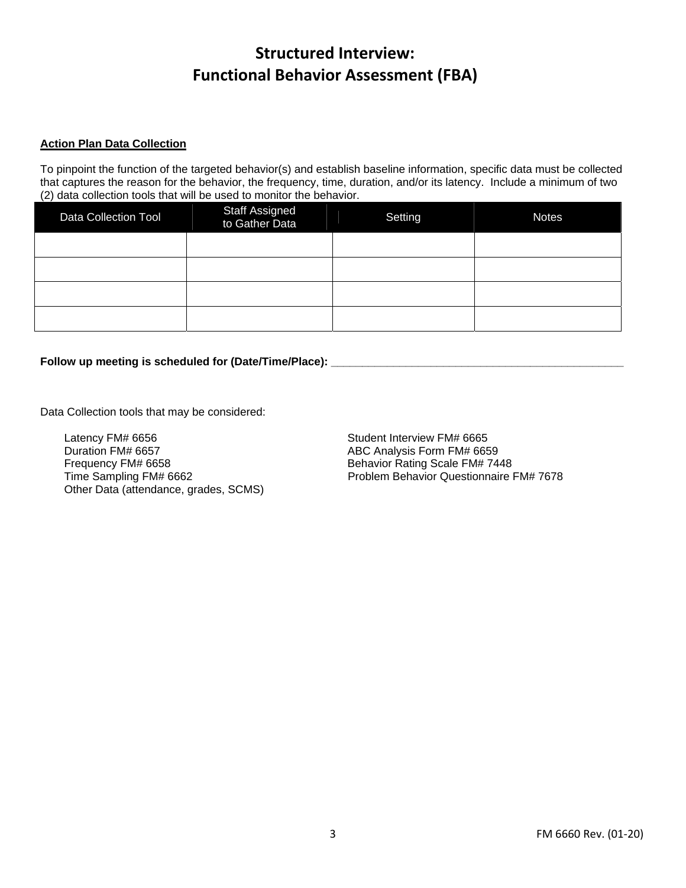# Structured Interview:
# Functional Behavior Assessment (FBA)

**Action Plan Data Collection**

To pinpoint the function of the targeted behavior(s) and establish baseline information, specific data must be collected that captures the reason for the behavior, the frequency, time, duration, and/or its latency. Include a minimum of two (2) data collection tools that will be used to monitor the behavior.

| Data Collection Tool | Staff Assigned to Gather Data | Setting | Notes |
|---|---|---|---|
| | | | |
| | | | |
| | | | |
| | | | |

**Follow up meeting is scheduled for (Date/Time/Place):** _______________________________________________

Data Collection tools that may be considered:

- Latency FM# 6656
- Duration FM# 6657
- Frequency FM# 6658
- Time Sampling FM# 6662
- Other Data (attendance, grades, SCMS)
- Student Interview FM# 6665
- ABC Analysis Form FM# 6659
- Behavior Rating Scale FM# 7448
- Problem Behavior Questionnaire FM# 7678

FM 6660 Rev. (01-20)